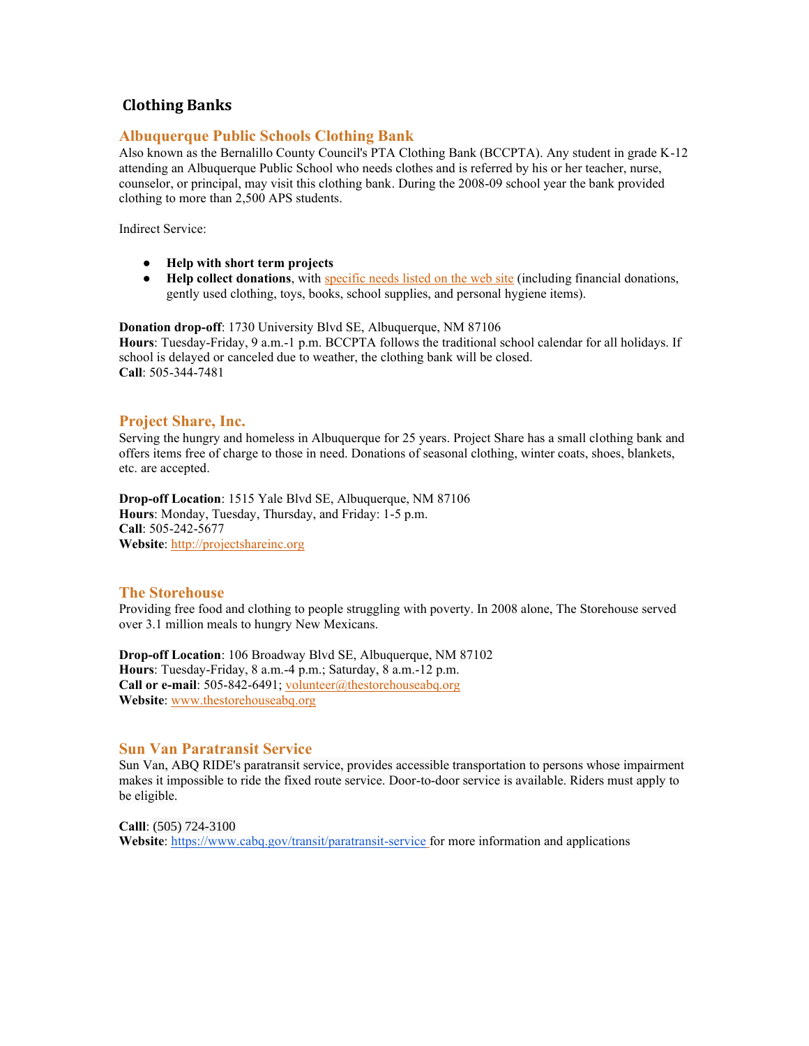# Clothing Banks

## Albuquerque Public Schools Clothing Bank

Also known as the Bernalillo County Council's PTA Clothing Bank (BCCPTA). Any student in grade K-12 attending an Albuquerque Public School who needs clothes and is referred by his or her teacher, nurse, counselor, or principal, may visit this clothing bank. During the 2008-09 school year the bank provided clothing to more than 2,500 APS students.

Indirect Service:

- **Help with short term projects**
- **Help collect donations**, with specific needs listed on the web site (including financial donations, gently used clothing, toys, books, school supplies, and personal hygiene items).

**Donation drop-off**: 1730 University Blvd SE, Albuquerque, NM 87106
**Hours**: Tuesday-Friday, 9 a.m.-1 p.m. BCCPTA follows the traditional school calendar for all holidays. If school is delayed or canceled due to weather, the clothing bank will be closed.
**Call**: 505-344-7481

## Project Share, Inc.

Serving the hungry and homeless in Albuquerque for 25 years. Project Share has a small clothing bank and offers items free of charge to those in need. Donations of seasonal clothing, winter coats, shoes, blankets, etc. are accepted.

**Drop-off Location**: 1515 Yale Blvd SE, Albuquerque, NM 87106
**Hours**: Monday, Tuesday, Thursday, and Friday: 1-5 p.m.
**Call**: 505-242-5677
**Website**: http://projectshareinc.org

## The Storehouse

Providing free food and clothing to people struggling with poverty. In 2008 alone, The Storehouse served over 3.1 million meals to hungry New Mexicans.

**Drop-off Location**: 106 Broadway Blvd SE, Albuquerque, NM 87102
**Hours**: Tuesday-Friday, 8 a.m.-4 p.m.; Saturday, 8 a.m.-12 p.m.
**Call or e-mail**: 505-842-6491; volunteer@thestorehouseabq.org
**Website**: www.thestorehouseabq.org

## Sun Van Paratransit Service

Sun Van, ABQ RIDE's paratransit service, provides accessible transportation to persons whose impairment makes it impossible to ride the fixed route service. Door-to-door service is available. Riders must apply to be eligible.

**Calll**: (505) 724-3100
**Website**: https://www.cabq.gov/transit/paratransit-service for more information and applications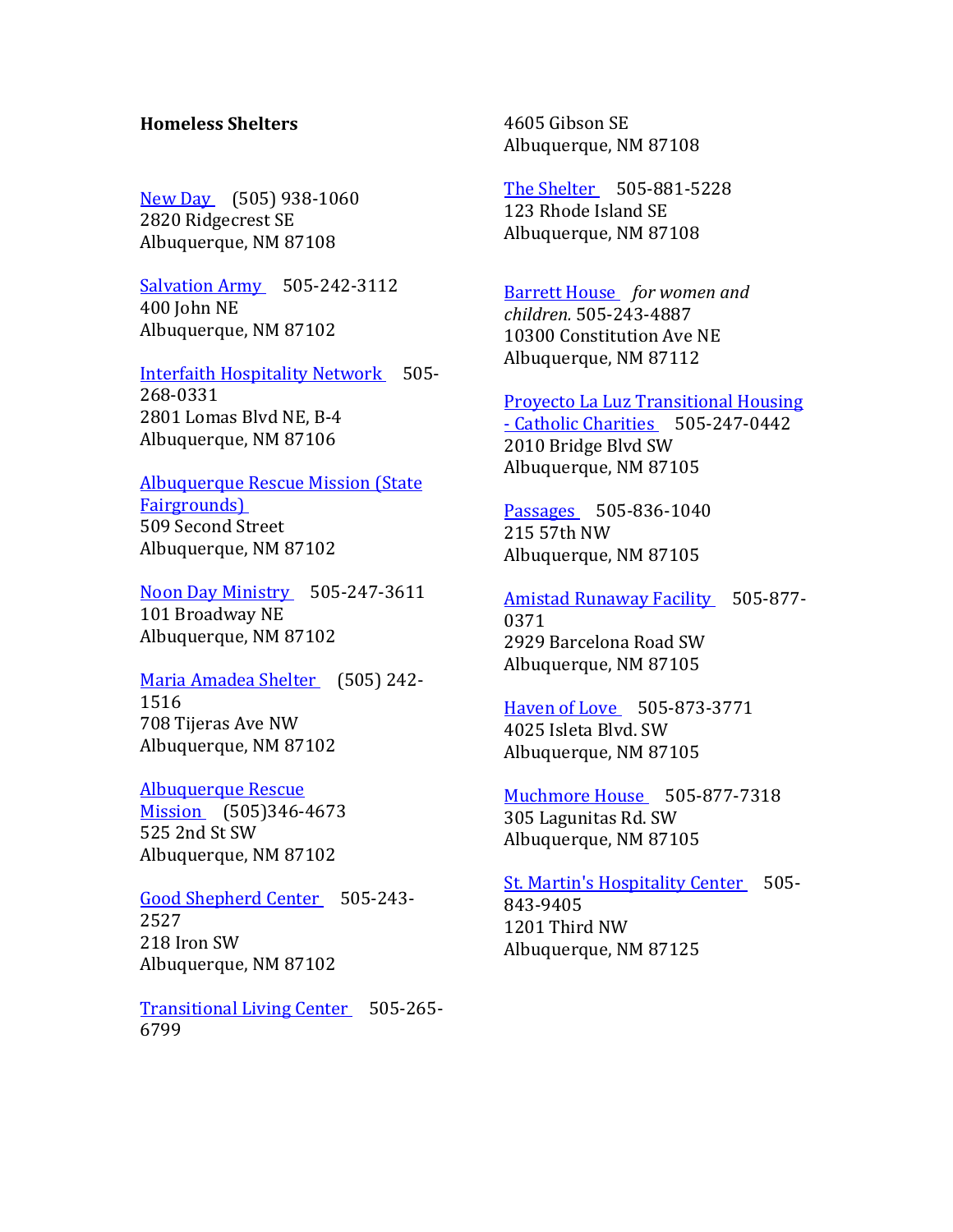**Homeless Shelters**

New Day (505) 938-1060
2820 Ridgecrest SE
Albuquerque, NM 87108

Salvation Army 505-242-3112
400 John NE
Albuquerque, NM 87102

Interfaith Hospitality Network 505-268-0331
2801 Lomas Blvd NE, B-4
Albuquerque, NM 87106

Albuquerque Rescue Mission (State Fairgrounds)
509 Second Street
Albuquerque, NM 87102

Noon Day Ministry 505-247-3611
101 Broadway NE
Albuquerque, NM 87102

Maria Amadea Shelter (505) 242-1516
708 Tijeras Ave NW
Albuquerque, NM 87102

Albuquerque Rescue Mission (505)346-4673
525 2nd St SW
Albuquerque, NM 87102

Good Shepherd Center 505-243-2527
218 Iron SW
Albuquerque, NM 87102

Transitional Living Center 505-265-6799
4605 Gibson SE
Albuquerque, NM 87108

The Shelter 505-881-5228
123 Rhode Island SE
Albuquerque, NM 87108

Barrett House *for women and children.* 505-243-4887
10300 Constitution Ave NE
Albuquerque, NM 87112

Proyecto La Luz Transitional Housing - Catholic Charities 505-247-0442
2010 Bridge Blvd SW
Albuquerque, NM 87105

Passages 505-836-1040
215 57th NW
Albuquerque, NM 87105

Amistad Runaway Facility 505-877-0371
2929 Barcelona Road SW
Albuquerque, NM 87105

Haven of Love 505-873-3771
4025 Isleta Blvd. SW
Albuquerque, NM 87105

Muchmore House 505-877-7318
305 Lagunitas Rd. SW
Albuquerque, NM 87105

St. Martin's Hospitality Center 505-843-9405
1201 Third NW
Albuquerque, NM 87125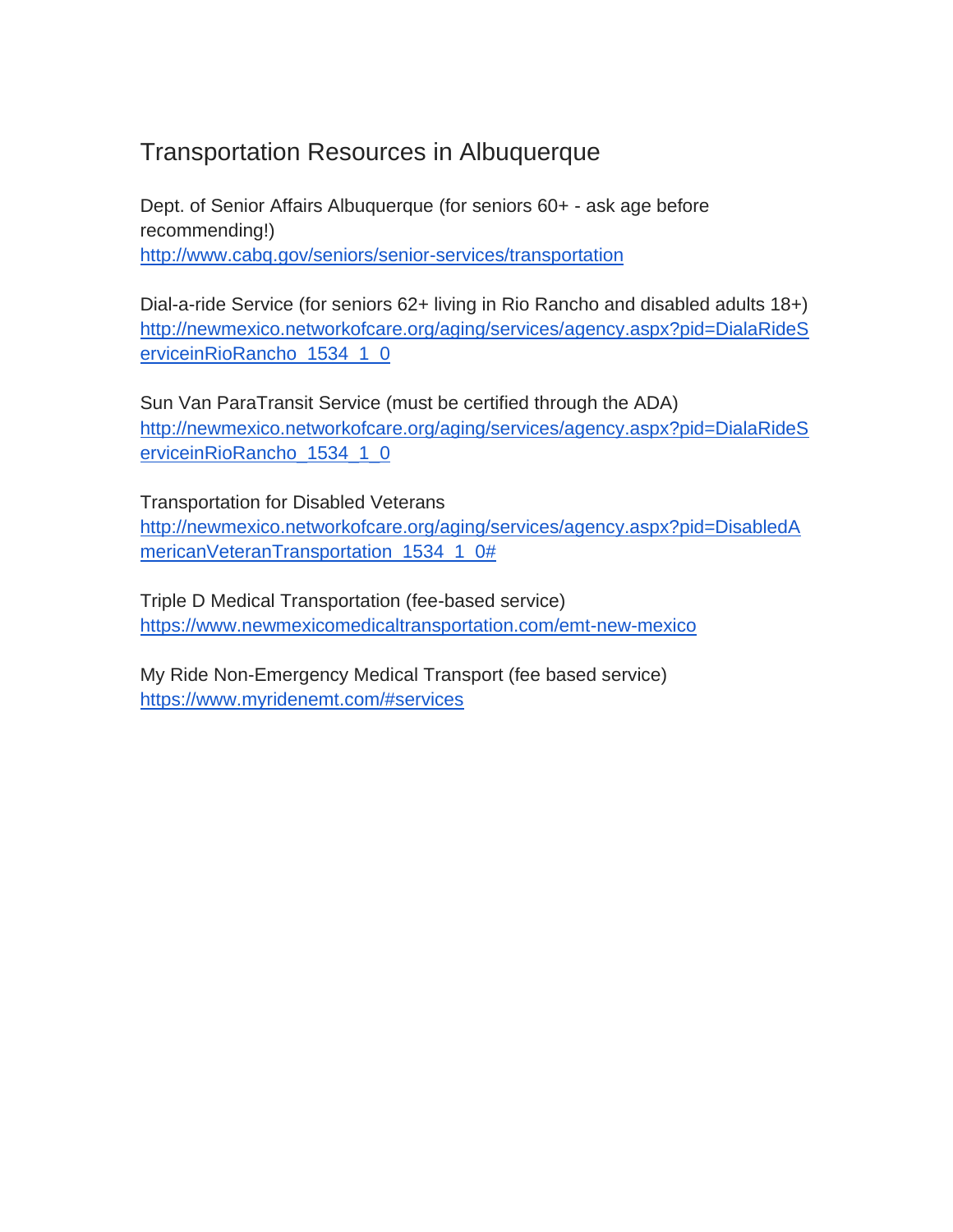# Transportation Resources in Albuquerque

Dept. of Senior Affairs Albuquerque (for seniors 60+ - ask age before recommending!)
http://www.cabq.gov/seniors/senior-services/transportation

Dial-a-ride Service (for seniors 62+ living in Rio Rancho and disabled adults 18+)
http://newmexico.networkofcare.org/aging/services/agency.aspx?pid=DialaRideServiceinRioRancho_1534_1_0

Sun Van ParaTransit Service (must be certified through the ADA)
http://newmexico.networkofcare.org/aging/services/agency.aspx?pid=DialaRideServiceinRioRancho_1534_1_0

Transportation for Disabled Veterans
http://newmexico.networkofcare.org/aging/services/agency.aspx?pid=DisabledAmericanVeteranTransportation_1534_1_0#

Triple D Medical Transportation (fee-based service)
https://www.newmexicomedicaltransportation.com/emt-new-mexico

My Ride Non-Emergency Medical Transport (fee based service)
https://www.myridenemt.com/#services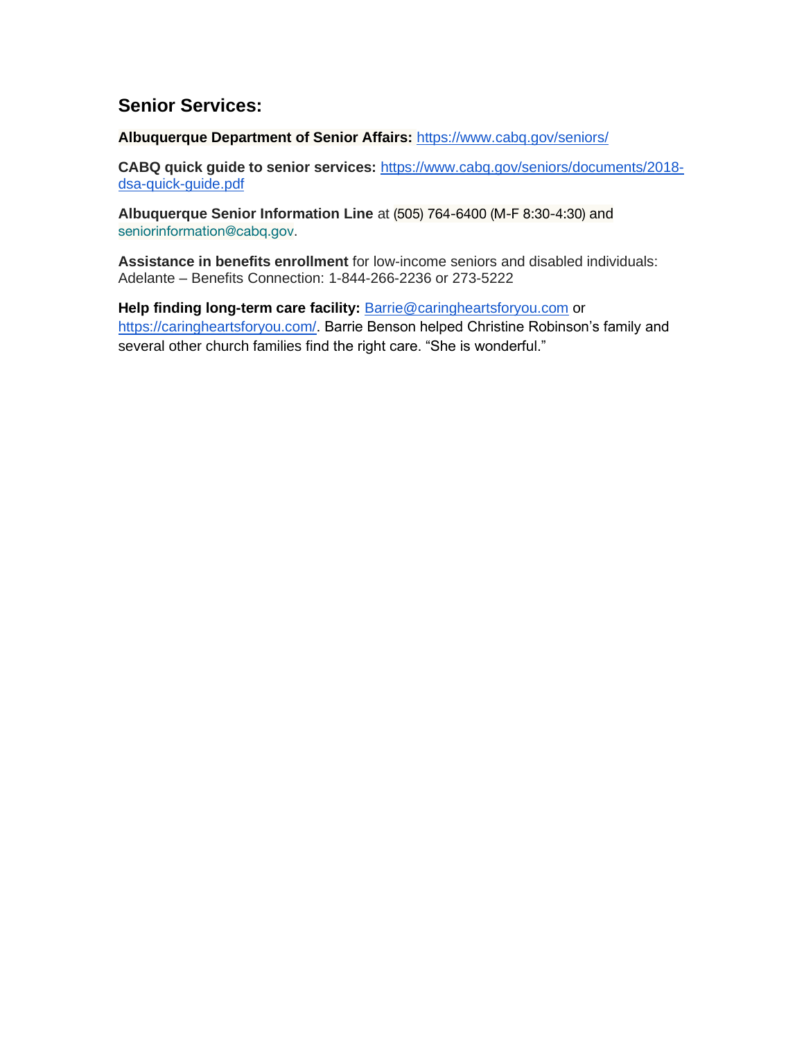## Senior Services:

**Albuquerque Department of Senior Affairs:** https://www.cabq.gov/seniors/

**CABQ quick guide to senior services:** https://www.cabq.gov/seniors/documents/2018-dsa-quick-guide.pdf

**Albuquerque Senior Information Line** at (505) 764-6400 (M-F 8:30-4:30) and seniorinformation@cabq.gov.

**Assistance in benefits enrollment** for low-income seniors and disabled individuals: Adelante – Benefits Connection: 1-844-266-2236 or 273-5222

**Help finding long-term care facility:** Barrie@caringheartsforyou.com or https://caringheartsforyou.com/. Barrie Benson helped Christine Robinson's family and several other church families find the right care. "She is wonderful."